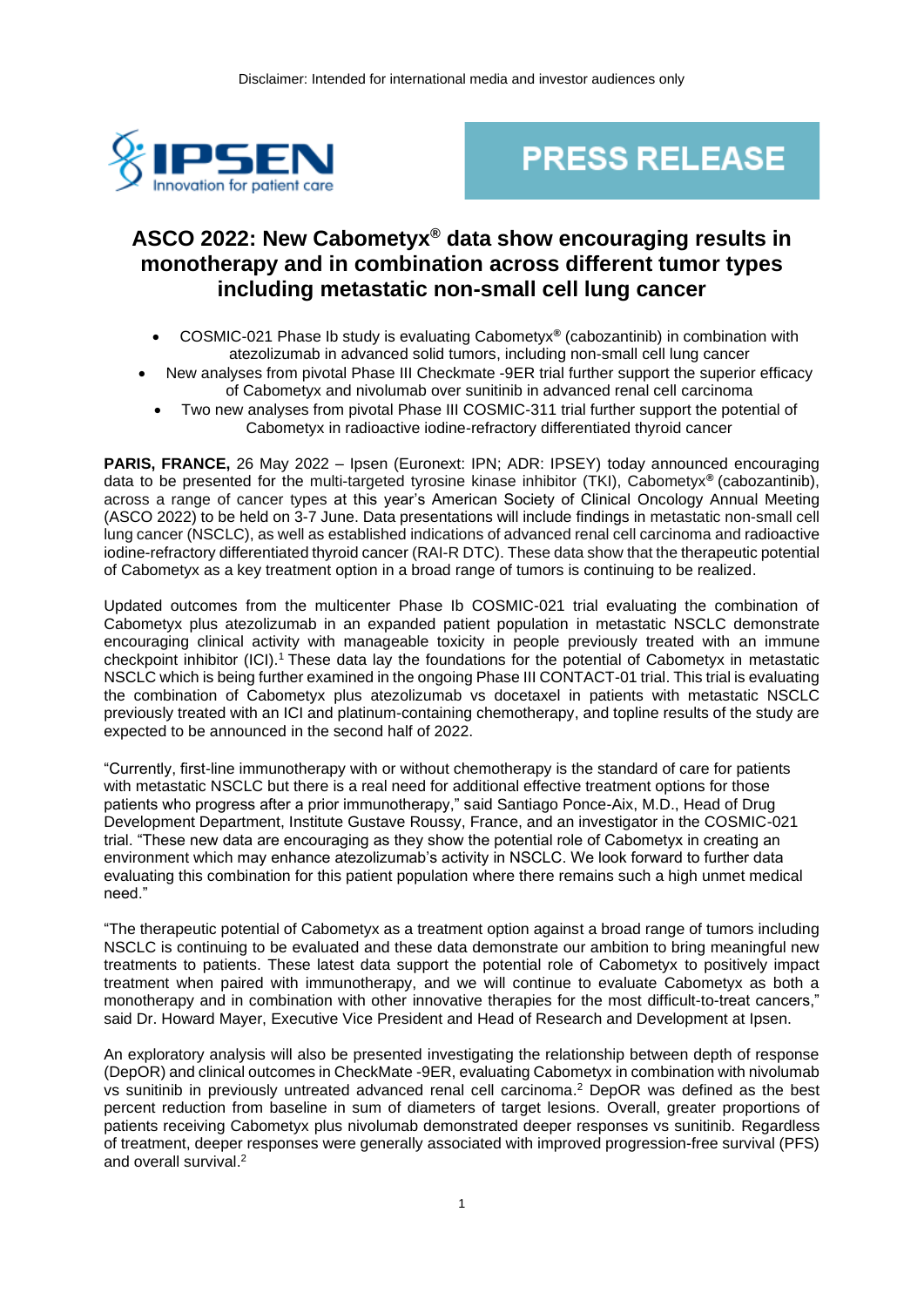Disclaimer: Intended for international media and investor audiences only

IPSEN Innovation for patient care

**PRESS RELEASE**

# ASCO 2022: New Cabometyx® data show encouraging results in monotherapy and in combination across different tumor types including metastatic non-small cell lung cancer

- COSMIC-021 Phase Ib study is evaluating Cabometyx® (cabozantinib) in combination with atezolizumab in advanced solid tumors, including non-small cell lung cancer
- New analyses from pivotal Phase III Checkmate -9ER trial further support the superior efficacy of Cabometyx and nivolumab over sunitinib in advanced renal cell carcinoma
- Two new analyses from pivotal Phase III COSMIC-311 trial further support the potential of Cabometyx in radioactive iodine-refractory differentiated thyroid cancer

**PARIS, FRANCE,** 26 May 2022 – Ipsen (Euronext: IPN; ADR: IPSEY) today announced encouraging data to be presented for the multi-targeted tyrosine kinase inhibitor (TKI), Cabometyx® (cabozantinib), across a range of cancer types at this year's American Society of Clinical Oncology Annual Meeting (ASCO 2022) to be held on 3-7 June. Data presentations will include findings in metastatic non-small cell lung cancer (NSCLC), as well as established indications of advanced renal cell carcinoma and radioactive iodine-refractory differentiated thyroid cancer (RAI-R DTC). These data show that the therapeutic potential of Cabometyx as a key treatment option in a broad range of tumors is continuing to be realized.

Updated outcomes from the multicenter Phase Ib COSMIC-021 trial evaluating the combination of Cabometyx plus atezolizumab in an expanded patient population in metastatic NSCLC demonstrate encouraging clinical activity with manageable toxicity in people previously treated with an immune checkpoint inhibitor (ICI).[1] These data lay the foundations for the potential of Cabometyx in metastatic NSCLC which is being further examined in the ongoing Phase III CONTACT-01 trial. This trial is evaluating the combination of Cabometyx plus atezolizumab vs docetaxel in patients with metastatic NSCLC previously treated with an ICI and platinum-containing chemotherapy, and topline results of the study are expected to be announced in the second half of 2022.

"Currently, first-line immunotherapy with or without chemotherapy is the standard of care for patients with metastatic NSCLC but there is a real need for additional effective treatment options for those patients who progress after a prior immunotherapy," said Santiago Ponce-Aix, M.D., Head of Drug Development Department, Institute Gustave Roussy, France, and an investigator in the COSMIC-021 trial. "These new data are encouraging as they show the potential role of Cabometyx in creating an environment which may enhance atezolizumab's activity in NSCLC. We look forward to further data evaluating this combination for this patient population where there remains such a high unmet medical need."

"The therapeutic potential of Cabometyx as a treatment option against a broad range of tumors including NSCLC is continuing to be evaluated and these data demonstrate our ambition to bring meaningful new treatments to patients. These latest data support the potential role of Cabometyx to positively impact treatment when paired with immunotherapy, and we will continue to evaluate Cabometyx as both a monotherapy and in combination with other innovative therapies for the most difficult-to-treat cancers," said Dr. Howard Mayer, Executive Vice President and Head of Research and Development at Ipsen.

An exploratory analysis will also be presented investigating the relationship between depth of response (DepOR) and clinical outcomes in CheckMate -9ER, evaluating Cabometyx in combination with nivolumab vs sunitinib in previously untreated advanced renal cell carcinoma.[2] DepOR was defined as the best percent reduction from baseline in sum of diameters of target lesions. Overall, greater proportions of patients receiving Cabometyx plus nivolumab demonstrated deeper responses vs sunitinib. Regardless of treatment, deeper responses were generally associated with improved progression-free survival (PFS) and overall survival.[2]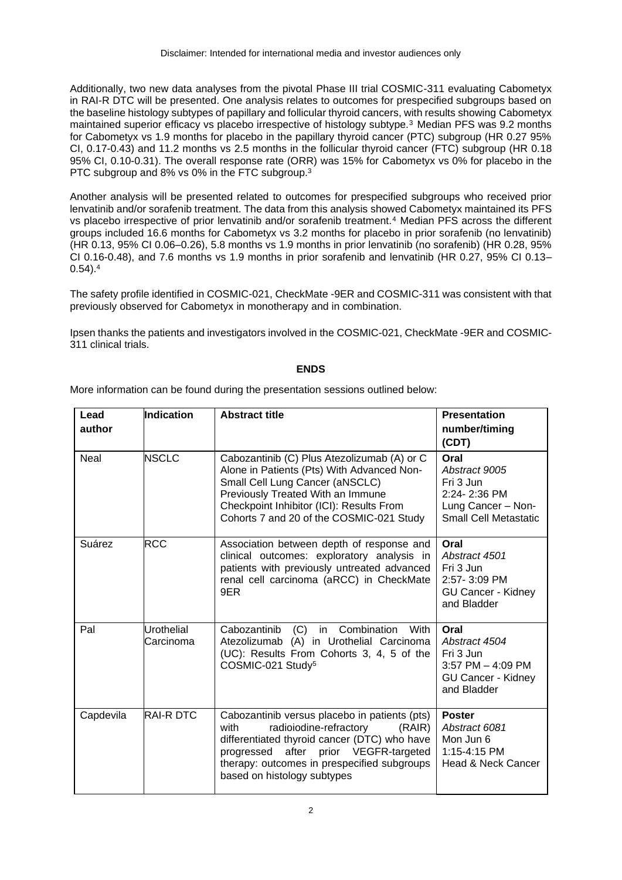Disclaimer: Intended for international media and investor audiences only

Additionally, two new data analyses from the pivotal Phase III trial COSMIC-311 evaluating Cabometyx in RAI-R DTC will be presented. One analysis relates to outcomes for prespecified subgroups based on the baseline histology subtypes of papillary and follicular thyroid cancers, with results showing Cabometyx maintained superior efficacy vs placebo irrespective of histology subtype.[3] Median PFS was 9.2 months for Cabometyx vs 1.9 months for placebo in the papillary thyroid cancer (PTC) subgroup (HR 0.27 95% CI, 0.17-0.43) and 11.2 months vs 2.5 months in the follicular thyroid cancer (FTC) subgroup (HR 0.18 95% CI, 0.10-0.31). The overall response rate (ORR) was 15% for Cabometyx vs 0% for placebo in the PTC subgroup and 8% vs 0% in the FTC subgroup.[3]

Another analysis will be presented related to outcomes for prespecified subgroups who received prior lenvatinib and/or sorafenib treatment. The data from this analysis showed Cabometyx maintained its PFS vs placebo irrespective of prior lenvatinib and/or sorafenib treatment.[4] Median PFS across the different groups included 16.6 months for Cabometyx vs 3.2 months for placebo in prior sorafenib (no lenvatinib) (HR 0.13, 95% CI 0.06–0.26), 5.8 months vs 1.9 months in prior lenvatinib (no sorafenib) (HR 0.28, 95% CI 0.16-0.48), and 7.6 months vs 1.9 months in prior sorafenib and lenvatinib (HR 0.27, 95% CI 0.13–0.54).[4]

The safety profile identified in COSMIC-021, CheckMate -9ER and COSMIC-311 was consistent with that previously observed for Cabometyx in monotherapy and in combination.

Ipsen thanks the patients and investigators involved in the COSMIC-021, CheckMate -9ER and COSMIC-311 clinical trials.

**ENDS**

More information can be found during the presentation sessions outlined below:

| Lead author | Indication | Abstract title | Presentation number/timing (CDT) |
|---|---|---|---|
| Neal | NSCLC | Cabozantinib (C) Plus Atezolizumab (A) or C Alone in Patients (Pts) With Advanced Non-Small Cell Lung Cancer (aNSCLC) Previously Treated With an Immune Checkpoint Inhibitor (ICI): Results From Cohorts 7 and 20 of the COSMIC-021 Study | **Oral** *Abstract 9005* Fri 3 Jun 2:24- 2:36 PM Lung Cancer – Non-Small Cell Metastatic |
| Suárez | RCC | Association between depth of response and clinical outcomes: exploratory analysis in patients with previously untreated advanced renal cell carcinoma (aRCC) in CheckMate 9ER | **Oral** *Abstract 4501* Fri 3 Jun 2:57- 3:09 PM GU Cancer - Kidney and Bladder |
| Pal | Urothelial Carcinoma | Cabozantinib (C) in Combination With Atezolizumab (A) in Urothelial Carcinoma (UC): Results From Cohorts 3, 4, 5 of the COSMIC-021 Study[5] | **Oral** *Abstract 4504* Fri 3 Jun 3:57 PM – 4:09 PM GU Cancer - Kidney and Bladder |
| Capdevila | RAI-R DTC | Cabozantinib versus placebo in patients (pts) with radioiodine-refractory (RAIR) differentiated thyroid cancer (DTC) who have progressed after prior VEGFR-targeted therapy: outcomes in prespecified subgroups based on histology subtypes | **Poster** *Abstract 6081* Mon Jun 6 1:15-4:15 PM Head & Neck Cancer |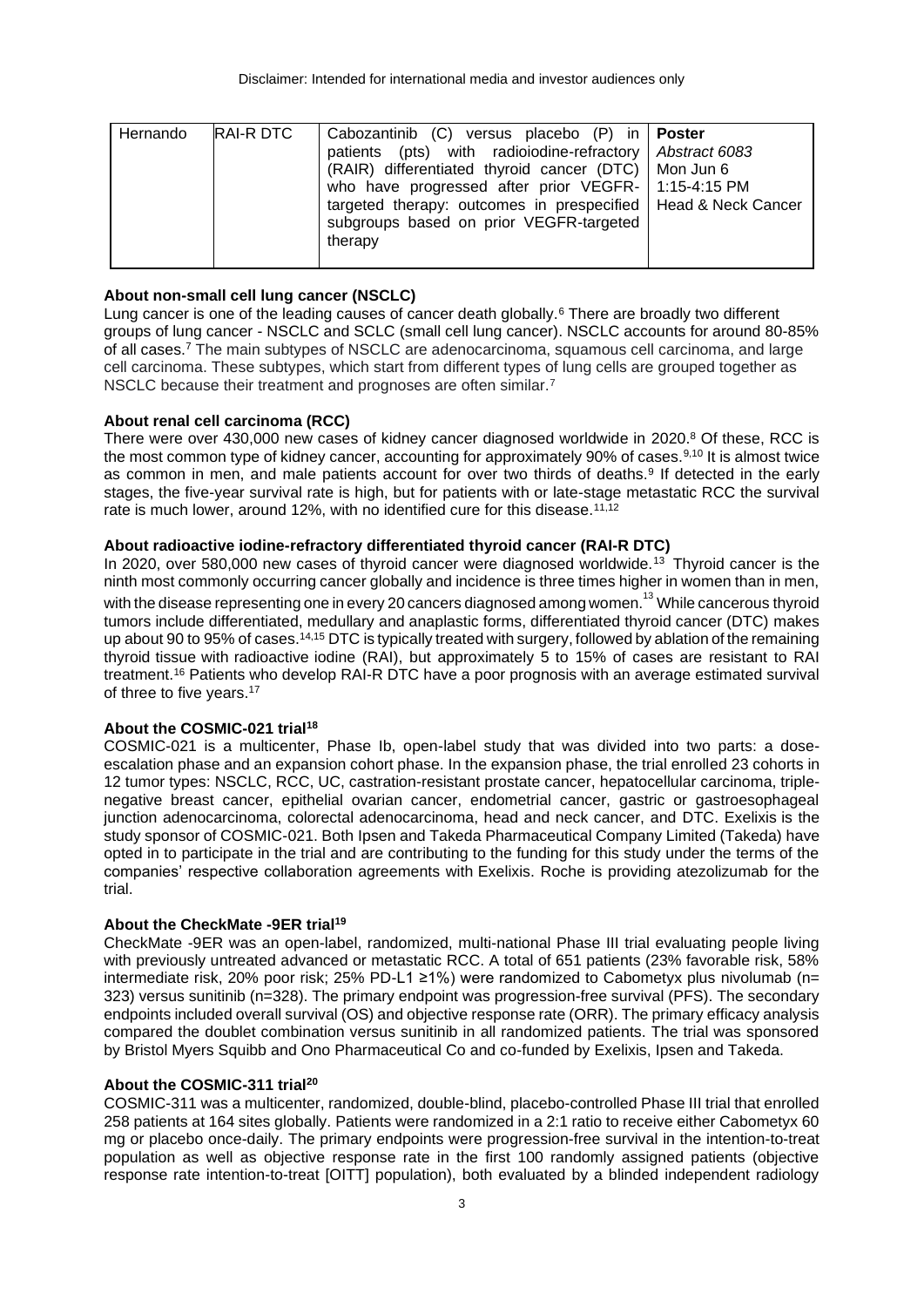| Hernando | RAI-R DTC | Cabozantinib (C) versus placebo (P) in patients (pts) with radioiodine-refractory (RAIR) differentiated thyroid cancer (DTC) who have progressed after prior VEGFR-targeted therapy: outcomes in prespecified subgroups based on prior VEGFR-targeted therapy | **Poster** *Abstract 6083* Mon Jun 6 1:15-4:15 PM Head & Neck Cancer |
|---|---|---|---|

**About non-small cell lung cancer (NSCLC)**

Lung cancer is one of the leading causes of cancer death globally.[6] There are broadly two different groups of lung cancer - NSCLC and SCLC (small cell lung cancer). NSCLC accounts for around 80-85% of all cases.[7] The main subtypes of NSCLC are adenocarcinoma, squamous cell carcinoma, and large cell carcinoma. These subtypes, which start from different types of lung cells are grouped together as NSCLC because their treatment and prognoses are often similar.[7]

**About renal cell carcinoma (RCC)**

There were over 430,000 new cases of kidney cancer diagnosed worldwide in 2020.[8] Of these, RCC is the most common type of kidney cancer, accounting for approximately 90% of cases.[9,10] It is almost twice as common in men, and male patients account for over two thirds of deaths.[9] If detected in the early stages, the five-year survival rate is high, but for patients with or late-stage metastatic RCC the survival rate is much lower, around 12%, with no identified cure for this disease.[11,12]

**About radioactive iodine-refractory differentiated thyroid cancer (RAI-R DTC)**

In 2020, over 580,000 new cases of thyroid cancer were diagnosed worldwide.[13] Thyroid cancer is the ninth most commonly occurring cancer globally and incidence is three times higher in women than in men, with the disease representing one in every 20 cancers diagnosed among women.[13] While cancerous thyroid tumors include differentiated, medullary and anaplastic forms, differentiated thyroid cancer (DTC) makes up about 90 to 95% of cases.[14,15] DTC is typically treated with surgery, followed by ablation of the remaining thyroid tissue with radioactive iodine (RAI), but approximately 5 to 15% of cases are resistant to RAI treatment.[16] Patients who develop RAI-R DTC have a poor prognosis with an average estimated survival of three to five years.[17]

**About the COSMIC-021 trial[18]**

COSMIC-021 is a multicenter, Phase Ib, open-label study that was divided into two parts: a dose-escalation phase and an expansion cohort phase. In the expansion phase, the trial enrolled 23 cohorts in 12 tumor types: NSCLC, RCC, UC, castration-resistant prostate cancer, hepatocellular carcinoma, triple-negative breast cancer, epithelial ovarian cancer, endometrial cancer, gastric or gastroesophageal junction adenocarcinoma, colorectal adenocarcinoma, head and neck cancer, and DTC. Exelixis is the study sponsor of COSMIC-021. Both Ipsen and Takeda Pharmaceutical Company Limited (Takeda) have opted in to participate in the trial and are contributing to the funding for this study under the terms of the companies' respective collaboration agreements with Exelixis. Roche is providing atezolizumab for the trial.

**About the CheckMate -9ER trial[19]**

CheckMate -9ER was an open-label, randomized, multi-national Phase III trial evaluating people living with previously untreated advanced or metastatic RCC. A total of 651 patients (23% favorable risk, 58% intermediate risk, 20% poor risk; 25% PD-L1 ≥1%) were randomized to Cabometyx plus nivolumab (n= 323) versus sunitinib (n=328). The primary endpoint was progression-free survival (PFS). The secondary endpoints included overall survival (OS) and objective response rate (ORR). The primary efficacy analysis compared the doublet combination versus sunitinib in all randomized patients. The trial was sponsored by Bristol Myers Squibb and Ono Pharmaceutical Co and co-funded by Exelixis, Ipsen and Takeda.

**About the COSMIC-311 trial[20]**

COSMIC-311 was a multicenter, randomized, double-blind, placebo-controlled Phase III trial that enrolled 258 patients at 164 sites globally. Patients were randomized in a 2:1 ratio to receive either Cabometyx 60 mg or placebo once-daily. The primary endpoints were progression-free survival in the intention-to-treat population as well as objective response rate in the first 100 randomly assigned patients (objective response rate intention-to-treat [OITT] population), both evaluated by a blinded independent radiology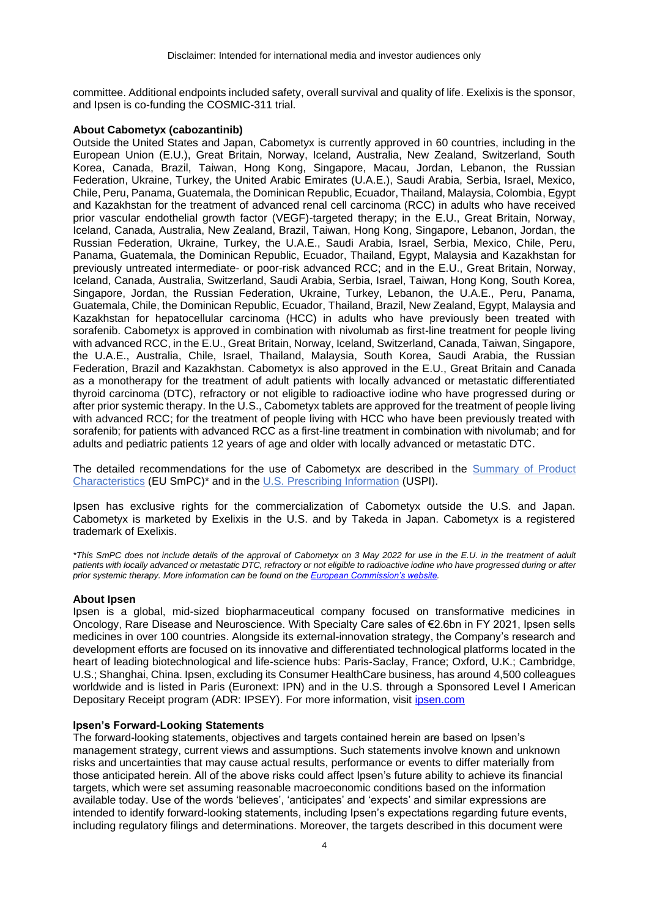committee. Additional endpoints included safety, overall survival and quality of life. Exelixis is the sponsor, and Ipsen is co-funding the COSMIC-311 trial.

**About Cabometyx (cabozantinib)**

Outside the United States and Japan, Cabometyx is currently approved in 60 countries, including in the European Union (E.U.), Great Britain, Norway, Iceland, Australia, New Zealand, Switzerland, South Korea, Canada, Brazil, Taiwan, Hong Kong, Singapore, Macau, Jordan, Lebanon, the Russian Federation, Ukraine, Turkey, the United Arabic Emirates (U.A.E.), Saudi Arabia, Serbia, Israel, Mexico, Chile, Peru, Panama, Guatemala, the Dominican Republic, Ecuador, Thailand, Malaysia, Colombia, Egypt and Kazakhstan for the treatment of advanced renal cell carcinoma (RCC) in adults who have received prior vascular endothelial growth factor (VEGF)-targeted therapy; in the E.U., Great Britain, Norway, Iceland, Canada, Australia, New Zealand, Brazil, Taiwan, Hong Kong, Singapore, Lebanon, Jordan, the Russian Federation, Ukraine, Turkey, the U.A.E., Saudi Arabia, Israel, Serbia, Mexico, Chile, Peru, Panama, Guatemala, the Dominican Republic, Ecuador, Thailand, Egypt, Malaysia and Kazakhstan for previously untreated intermediate- or poor-risk advanced RCC; and in the E.U., Great Britain, Norway, Iceland, Canada, Australia, Switzerland, Saudi Arabia, Serbia, Israel, Taiwan, Hong Kong, South Korea, Singapore, Jordan, the Russian Federation, Ukraine, Turkey, Lebanon, the U.A.E., Peru, Panama, Guatemala, Chile, the Dominican Republic, Ecuador, Thailand, Brazil, New Zealand, Egypt, Malaysia and Kazakhstan for hepatocellular carcinoma (HCC) in adults who have previously been treated with sorafenib. Cabometyx is approved in combination with nivolumab as first-line treatment for people living with advanced RCC, in the E.U., Great Britain, Norway, Iceland, Switzerland, Canada, Taiwan, Singapore, the U.A.E., Australia, Chile, Israel, Thailand, Malaysia, South Korea, Saudi Arabia, the Russian Federation, Brazil and Kazakhstan. Cabometyx is also approved in the E.U., Great Britain and Canada as a monotherapy for the treatment of adult patients with locally advanced or metastatic differentiated thyroid carcinoma (DTC), refractory or not eligible to radioactive iodine who have progressed during or after prior systemic therapy. In the U.S., Cabometyx tablets are approved for the treatment of people living with advanced RCC; for the treatment of people living with HCC who have been previously treated with sorafenib; for patients with advanced RCC as a first-line treatment in combination with nivolumab; and for adults and pediatric patients 12 years of age and older with locally advanced or metastatic DTC.

The detailed recommendations for the use of Cabometyx are described in the Summary of Product Characteristics (EU SmPC)* and in the U.S. Prescribing Information (USPI).

Ipsen has exclusive rights for the commercialization of Cabometyx outside the U.S. and Japan. Cabometyx is marketed by Exelixis in the U.S. and by Takeda in Japan. Cabometyx is a registered trademark of Exelixis.

*\*This SmPC does not include details of the approval of Cabometyx on 3 May 2022 for use in the E.U. in the treatment of adult patients with locally advanced or metastatic DTC, refractory or not eligible to radioactive iodine who have progressed during or after prior systemic therapy. More information can be found on the European Commission's website.*

**About Ipsen**

Ipsen is a global, mid-sized biopharmaceutical company focused on transformative medicines in Oncology, Rare Disease and Neuroscience. With Specialty Care sales of €2.6bn in FY 2021, Ipsen sells medicines in over 100 countries. Alongside its external-innovation strategy, the Company's research and development efforts are focused on its innovative and differentiated technological platforms located in the heart of leading biotechnological and life-science hubs: Paris-Saclay, France; Oxford, U.K.; Cambridge, U.S.; Shanghai, China. Ipsen, excluding its Consumer HealthCare business, has around 4,500 colleagues worldwide and is listed in Paris (Euronext: IPN) and in the U.S. through a Sponsored Level I American Depositary Receipt program (ADR: IPSEY). For more information, visit ipsen.com

**Ipsen's Forward-Looking Statements**

The forward-looking statements, objectives and targets contained herein are based on Ipsen's management strategy, current views and assumptions. Such statements involve known and unknown risks and uncertainties that may cause actual results, performance or events to differ materially from those anticipated herein. All of the above risks could affect Ipsen's future ability to achieve its financial targets, which were set assuming reasonable macroeconomic conditions based on the information available today. Use of the words 'believes', 'anticipates' and 'expects' and similar expressions are intended to identify forward-looking statements, including Ipsen's expectations regarding future events, including regulatory filings and determinations. Moreover, the targets described in this document were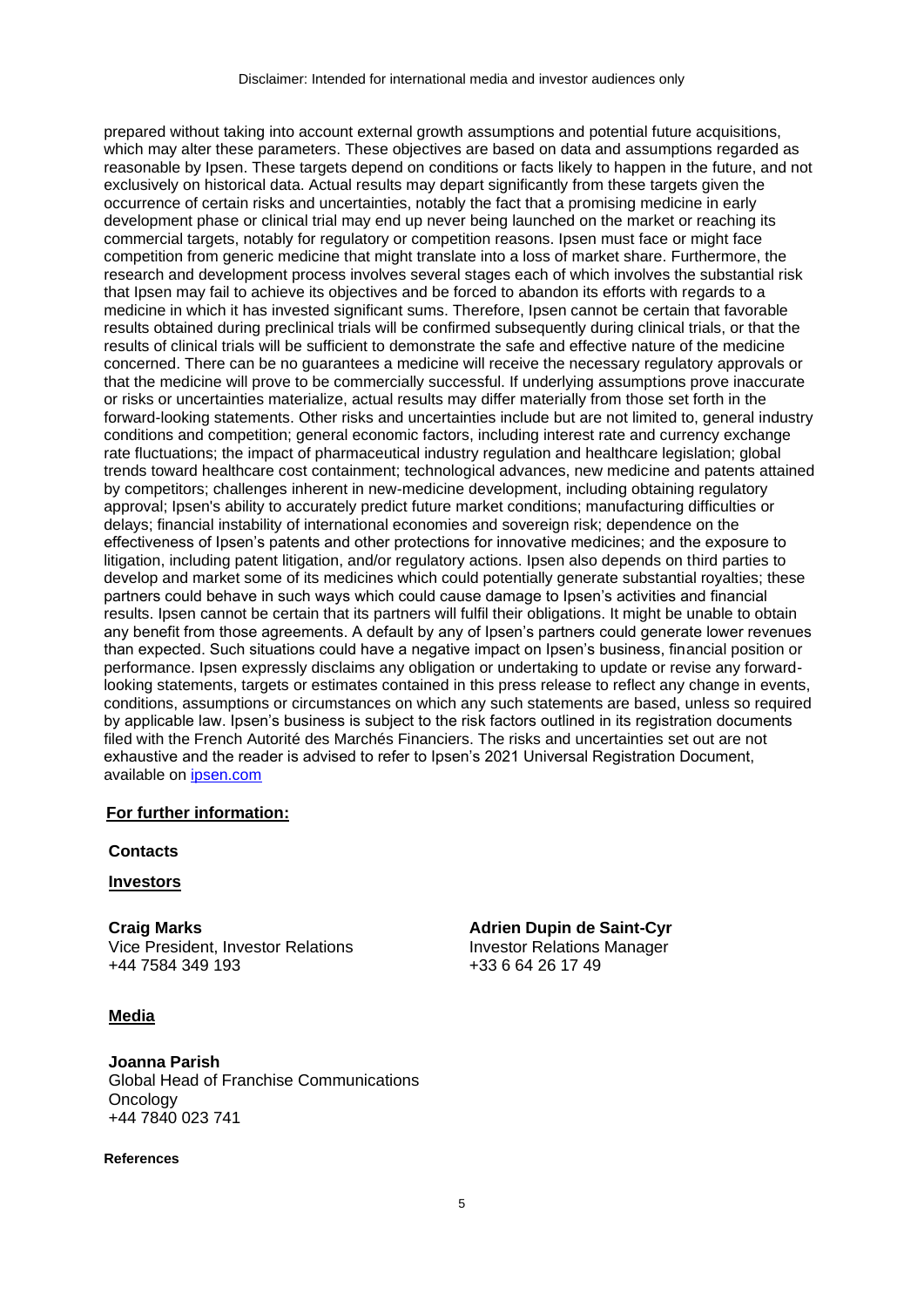prepared without taking into account external growth assumptions and potential future acquisitions, which may alter these parameters. These objectives are based on data and assumptions regarded as reasonable by Ipsen. These targets depend on conditions or facts likely to happen in the future, and not exclusively on historical data. Actual results may depart significantly from these targets given the occurrence of certain risks and uncertainties, notably the fact that a promising medicine in early development phase or clinical trial may end up never being launched on the market or reaching its commercial targets, notably for regulatory or competition reasons. Ipsen must face or might face competition from generic medicine that might translate into a loss of market share. Furthermore, the research and development process involves several stages each of which involves the substantial risk that Ipsen may fail to achieve its objectives and be forced to abandon its efforts with regards to a medicine in which it has invested significant sums. Therefore, Ipsen cannot be certain that favorable results obtained during preclinical trials will be confirmed subsequently during clinical trials, or that the results of clinical trials will be sufficient to demonstrate the safe and effective nature of the medicine concerned. There can be no guarantees a medicine will receive the necessary regulatory approvals or that the medicine will prove to be commercially successful. If underlying assumptions prove inaccurate or risks or uncertainties materialize, actual results may differ materially from those set forth in the forward-looking statements. Other risks and uncertainties include but are not limited to, general industry conditions and competition; general economic factors, including interest rate and currency exchange rate fluctuations; the impact of pharmaceutical industry regulation and healthcare legislation; global trends toward healthcare cost containment; technological advances, new medicine and patents attained by competitors; challenges inherent in new-medicine development, including obtaining regulatory approval; Ipsen's ability to accurately predict future market conditions; manufacturing difficulties or delays; financial instability of international economies and sovereign risk; dependence on the effectiveness of Ipsen's patents and other protections for innovative medicines; and the exposure to litigation, including patent litigation, and/or regulatory actions. Ipsen also depends on third parties to develop and market some of its medicines which could potentially generate substantial royalties; these partners could behave in such ways which could cause damage to Ipsen's activities and financial results. Ipsen cannot be certain that its partners will fulfil their obligations. It might be unable to obtain any benefit from those agreements. A default by any of Ipsen's partners could generate lower revenues than expected. Such situations could have a negative impact on Ipsen's business, financial position or performance. Ipsen expressly disclaims any obligation or undertaking to update or revise any forward-looking statements, targets or estimates contained in this press release to reflect any change in events, conditions, assumptions or circumstances on which any such statements are based, unless so required by applicable law. Ipsen's business is subject to the risk factors outlined in its registration documents filed with the French Autorité des Marchés Financiers. The risks and uncertainties set out are not exhaustive and the reader is advised to refer to Ipsen's 2021 Universal Registration Document, available on [ipsen.com](ipsen.com)

## For further information:

**Contacts**

### Investors

**Craig Marks**
Vice President, Investor Relations
+44 7584 349 193

**Adrien Dupin de Saint-Cyr**
Investor Relations Manager
+33 6 64 26 17 49

### Media

**Joanna Parish**
Global Head of Franchise Communications Oncology
+44 7840 023 741

**References**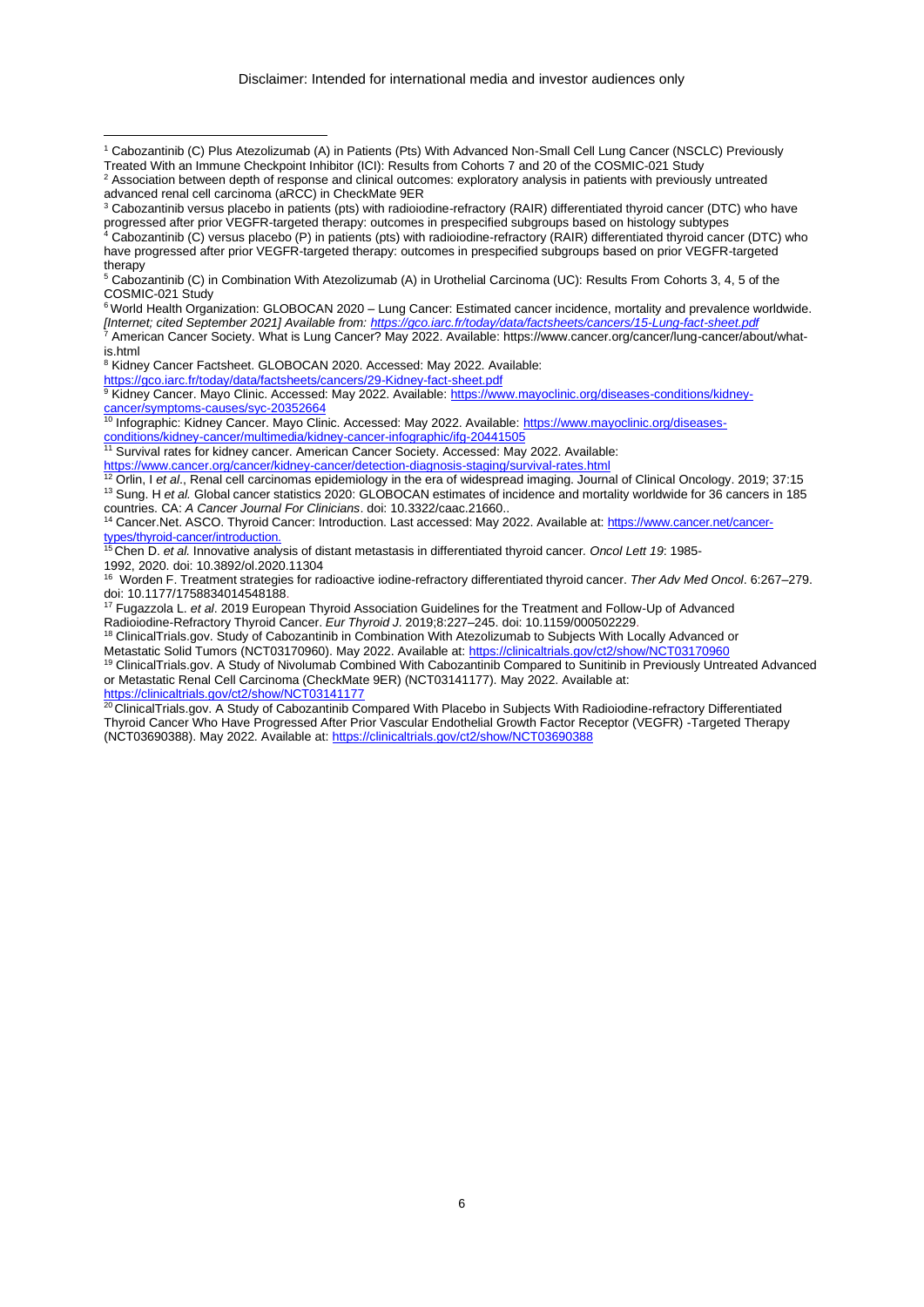Disclaimer: Intended for international media and investor audiences only

[1] Cabozantinib (C) Plus Atezolizumab (A) in Patients (Pts) With Advanced Non-Small Cell Lung Cancer (NSCLC) Previously Treated With an Immune Checkpoint Inhibitor (ICI): Results from Cohorts 7 and 20 of the COSMIC-021 Study

[2] Association between depth of response and clinical outcomes: exploratory analysis in patients with previously untreated advanced renal cell carcinoma (aRCC) in CheckMate 9ER

[3] Cabozantinib versus placebo in patients (pts) with radioiodine-refractory (RAIR) differentiated thyroid cancer (DTC) who have progressed after prior VEGFR-targeted therapy: outcomes in prespecified subgroups based on histology subtypes

[4] Cabozantinib (C) versus placebo (P) in patients (pts) with radioiodine-refractory (RAIR) differentiated thyroid cancer (DTC) who have progressed after prior VEGFR-targeted therapy: outcomes in prespecified subgroups based on prior VEGFR-targeted therapy

[5] Cabozantinib (C) in Combination With Atezolizumab (A) in Urothelial Carcinoma (UC): Results From Cohorts 3, 4, 5 of the COSMIC-021 Study

[6] World Health Organization: GLOBOCAN 2020 – Lung Cancer: Estimated cancer incidence, mortality and prevalence worldwide. *[Internet; cited September 2021] Available from: https://gco.iarc.fr/today/data/factsheets/cancers/15-Lung-fact-sheet.pdf*

[7] American Cancer Society. What is Lung Cancer? May 2022. Available: https://www.cancer.org/cancer/lung-cancer/about/what-is.html

[8] Kidney Cancer Factsheet. GLOBOCAN 2020. Accessed: May 2022. Available: https://gco.iarc.fr/today/data/factsheets/cancers/29-Kidney-fact-sheet.pdf

[9] Kidney Cancer. Mayo Clinic. Accessed: May 2022. Available: https://www.mayoclinic.org/diseases-conditions/kidney-cancer/symptoms-causes/syc-20352664

[10] Infographic: Kidney Cancer. Mayo Clinic. Accessed: May 2022. Available: https://www.mayoclinic.org/diseases-conditions/kidney-cancer/multimedia/kidney-cancer-infographic/ifg-20441505

[11] Survival rates for kidney cancer. American Cancer Society. Accessed: May 2022. Available: https://www.cancer.org/cancer/kidney-cancer/detection-diagnosis-staging/survival-rates.html

[12] Orlin, I *et al*., Renal cell carcinomas epidemiology in the era of widespread imaging. Journal of Clinical Oncology. 2019; 37:15

[13] Sung. H *et al.* Global cancer statistics 2020: GLOBOCAN estimates of incidence and mortality worldwide for 36 cancers in 185 countries. CA: *A Cancer Journal For Clinicians*. doi: 10.3322/caac.21660..

[14] Cancer.Net. ASCO. Thyroid Cancer: Introduction. Last accessed: May 2022. Available at: https://www.cancer.net/cancer-types/thyroid-cancer/introduction.

[15] Chen D. *et al.* Innovative analysis of distant metastasis in differentiated thyroid cancer. *Oncol Lett 19*: 1985-1992, 2020. doi: 10.3892/ol.2020.11304

[16] Worden F. Treatment strategies for radioactive iodine-refractory differentiated thyroid cancer. *Ther Adv Med Oncol*. 6:267–279. doi: 10.1177/1758834014548188.

[17] Fugazzola L. *et al*. 2019 European Thyroid Association Guidelines for the Treatment and Follow-Up of Advanced Radioiodine-Refractory Thyroid Cancer. *Eur Thyroid J.* 2019;8:227–245. doi: 10.1159/000502229.

[18] ClinicalTrials.gov. Study of Cabozantinib in Combination With Atezolizumab to Subjects With Locally Advanced or Metastatic Solid Tumors (NCT03170960). May 2022. Available at: https://clinicaltrials.gov/ct2/show/NCT03170960

[19] ClinicalTrials.gov. A Study of Nivolumab Combined With Cabozantinib Compared to Sunitinib in Previously Untreated Advanced or Metastatic Renal Cell Carcinoma (CheckMate 9ER) (NCT03141177). May 2022. Available at: https://clinicaltrials.gov/ct2/show/NCT03141177

[20] ClinicalTrials.gov. A Study of Cabozantinib Compared With Placebo in Subjects With Radioiodine-refractory Differentiated Thyroid Cancer Who Have Progressed After Prior Vascular Endothelial Growth Factor Receptor (VEGFR) -Targeted Therapy (NCT03690388). May 2022. Available at: https://clinicaltrials.gov/ct2/show/NCT03690388